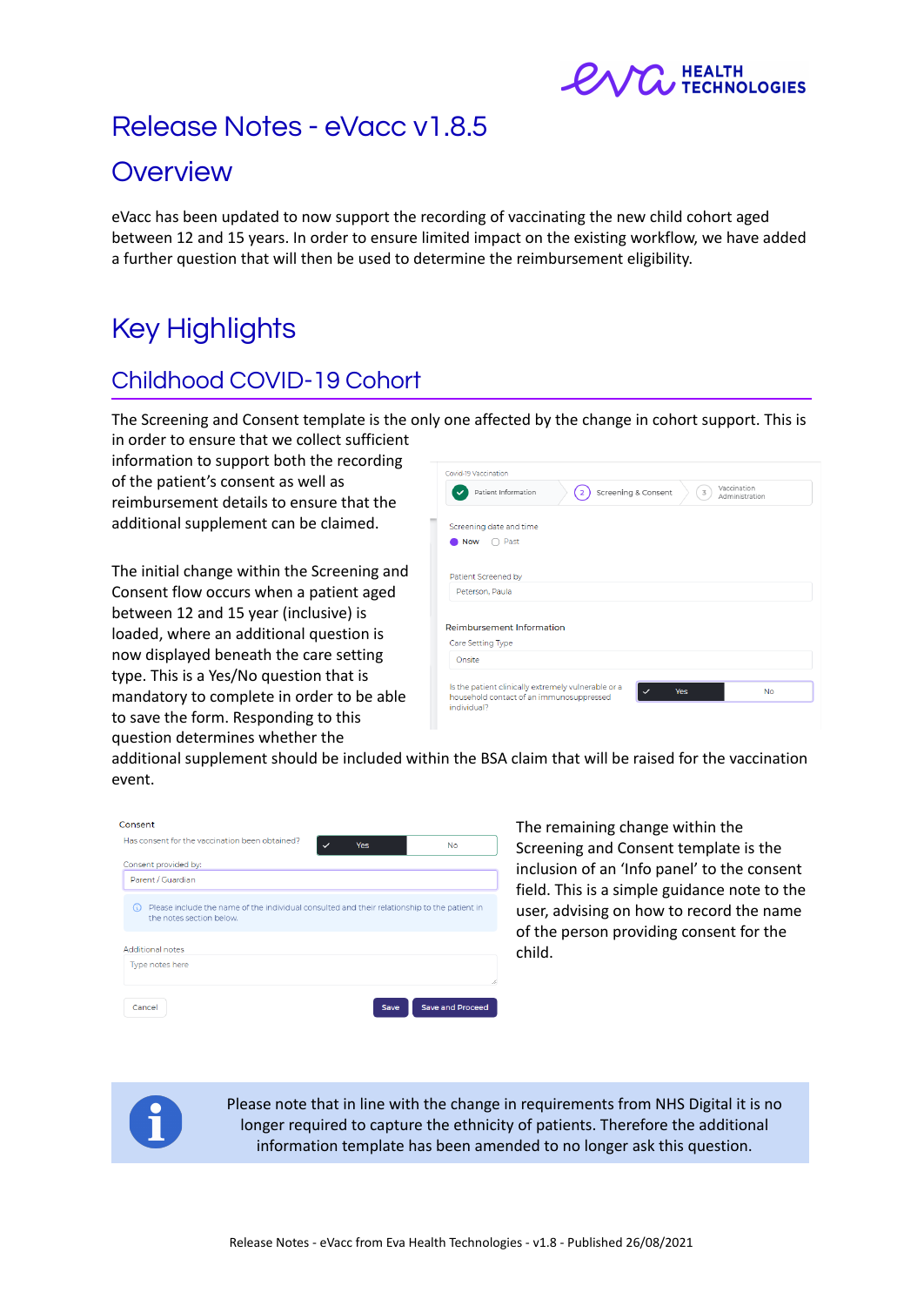# Release Notes - eVacc v1.8.5

## Overview

eVacc has been updated to now support the recording of vaccinating the new child cohort aged between 12 and 15 years. In order to ensure limited impact on the existing workflow, we have added a further question that will then be used to determine the reimbursement eligibility.

## Key Highlights

### Childhood COVID-19 Cohort

The Screening and Consent template is the only one affected by the change in cohort support. This is in order to ensure that we collect sufficient information to support both the recording of the patient's consent as well as reimbursement details to ensure that the additional supplement can be claimed.

The initial change within the Screening and Consent flow occurs when a patient aged between 12 and 15 year (inclusive) is loaded, where an additional question is now displayed beneath the care setting type. This is a Yes/No question that is mandatory to complete in order to be able to save the form. Responding to this question determines whether the additional supplement should be included within the BSA claim that will be raised for the vaccination event.

The remaining change within the Screening and Consent template is the inclusion of an 'Info panel' to the consent field. This is a simple guidance note to the user, advising on how to record the name of the person providing consent for the child.

Please note that in line with the change in requirements from NHS Digital it is no longer required to capture the ethnicity of patients. Therefore the additional information template has been amended to no longer ask this question.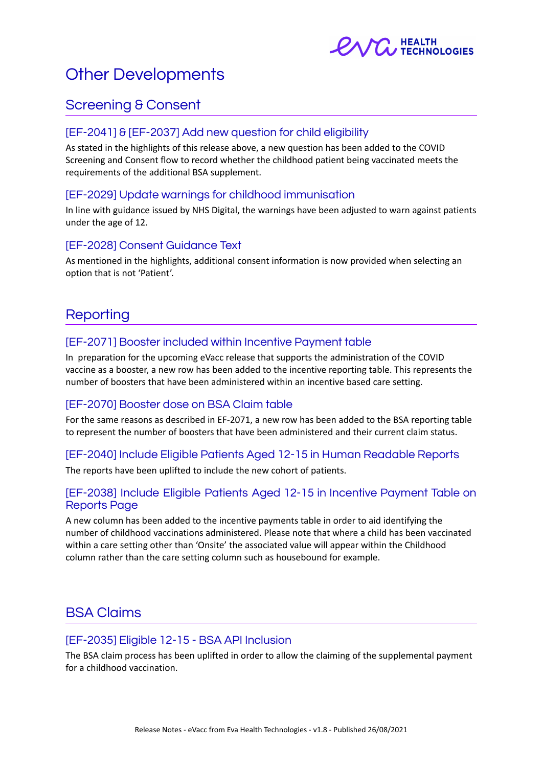# Other Developments

## Screening & Consent

### [EF-2041] & [EF-2037] Add new question for child eligibility

As stated in the highlights of this release above, a new question has been added to the COVID Screening and Consent flow to record whether the childhood patient being vaccinated meets the requirements of the additional BSA supplement.

### [EF-2029] Update warnings for childhood immunisation

In line with guidance issued by NHS Digital, the warnings have been adjusted to warn against patients under the age of 12.

### [EF-2028] Consent Guidance Text

As mentioned in the highlights, additional consent information is now provided when selecting an option that is not 'Patient'.

## Reporting

### [EF-2071] Booster included within Incentive Payment table

In preparation for the upcoming eVacc release that supports the administration of the COVID vaccine as a booster, a new row has been added to the incentive reporting table. This represents the number of boosters that have been administered within an incentive based care setting.

### [EF-2070] Booster dose on BSA Claim table

For the same reasons as described in EF-2071, a new row has been added to the BSA reporting table to represent the number of boosters that have been administered and their current claim status.

### [EF-2040] Include Eligible Patients Aged 12-15 in Human Readable Reports

The reports have been uplifted to include the new cohort of patients.

### [EF-2038] Include Eligible Patients Aged 12-15 in Incentive Payment Table on Reports Page

A new column has been added to the incentive payments table in order to aid identifying the number of childhood vaccinations administered. Please note that where a child has been vaccinated within a care setting other than 'Onsite' the associated value will appear within the Childhood column rather than the care setting column such as housebound for example.

## BSA Claims

### [EF-2035] Eligible 12-15 - BSA API Inclusion

The BSA claim process has been uplifted in order to allow the claiming of the supplemental payment for a childhood vaccination.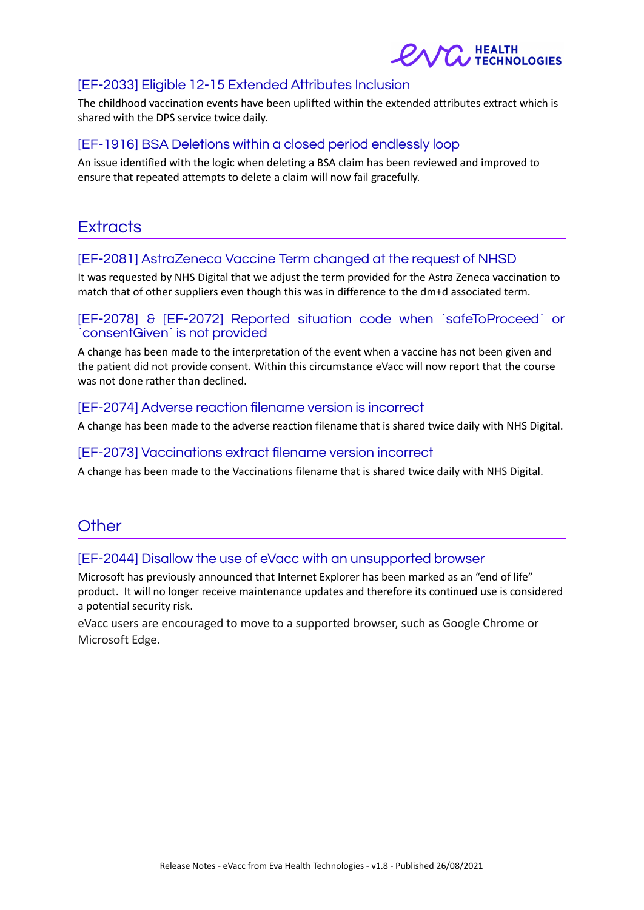### [EF-2033] Eligible 12-15 Extended Attributes Inclusion

The childhood vaccination events have been uplifted within the extended attributes extract which is shared with the DPS service twice daily.

### [EF-1916] BSA Deletions within a closed period endlessly loop

An issue identified with the logic when deleting a BSA claim has been reviewed and improved to ensure that repeated attempts to delete a claim will now fail gracefully.

## Extracts

### [EF-2081] AstraZeneca Vaccine Term changed at the request of NHSD

It was requested by NHS Digital that we adjust the term provided for the Astra Zeneca vaccination to match that of other suppliers even though this was in difference to the dm+d associated term.

### [EF-2078] & [EF-2072] Reported situation code when `safeToProceed` or `consentGiven` is not provided

A change has been made to the interpretation of the event when a vaccine has not been given and the patient did not provide consent. Within this circumstance eVacc will now report that the course was not done rather than declined.

### [EF-2074] Adverse reaction filename version is incorrect

A change has been made to the adverse reaction filename that is shared twice daily with NHS Digital.

### [EF-2073] Vaccinations extract filename version incorrect

A change has been made to the Vaccinations filename that is shared twice daily with NHS Digital.

## Other

### [EF-2044] Disallow the use of eVacc with an unsupported browser

Microsoft has previously announced that Internet Explorer has been marked as an "end of life" product. It will no longer receive maintenance updates and therefore its continued use is considered a potential security risk.

eVacc users are encouraged to move to a supported browser, such as Google Chrome or Microsoft Edge.